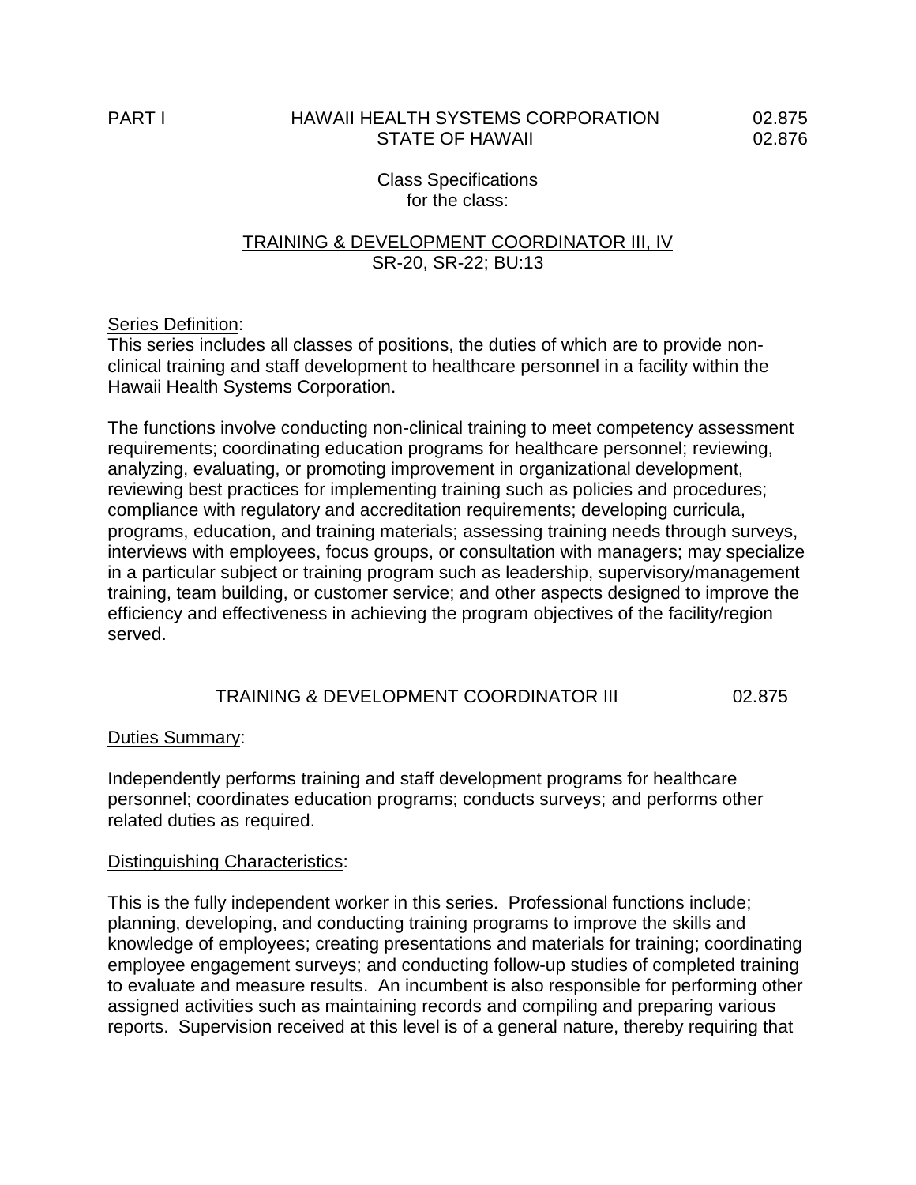PART I HAWAII HEALTH SYSTEMS CORPORATION 02.875
STATE OF HAWAII 02.876

Class Specifications
for the class:

# TRAINING & DEVELOPMENT COORDINATOR III, IV
SR-20, SR-22; BU:13

Series Definition:
This series includes all classes of positions, the duties of which are to provide non-clinical training and staff development to healthcare personnel in a facility within the Hawaii Health Systems Corporation.

The functions involve conducting non-clinical training to meet competency assessment requirements; coordinating education programs for healthcare personnel; reviewing, analyzing, evaluating, or promoting improvement in organizational development, reviewing best practices for implementing training such as policies and procedures; compliance with regulatory and accreditation requirements; developing curricula, programs, education, and training materials; assessing training needs through surveys, interviews with employees, focus groups, or consultation with managers; may specialize in a particular subject or training program such as leadership, supervisory/management training, team building, or customer service; and other aspects designed to improve the efficiency and effectiveness in achieving the program objectives of the facility/region served.

## TRAINING & DEVELOPMENT COORDINATOR III 02.875

Duties Summary:

Independently performs training and staff development programs for healthcare personnel; coordinates education programs; conducts surveys; and performs other related duties as required.

Distinguishing Characteristics:

This is the fully independent worker in this series. Professional functions include; planning, developing, and conducting training programs to improve the skills and knowledge of employees; creating presentations and materials for training; coordinating employee engagement surveys; and conducting follow-up studies of completed training to evaluate and measure results. An incumbent is also responsible for performing other assigned activities such as maintaining records and compiling and preparing various reports. Supervision received at this level is of a general nature, thereby requiring that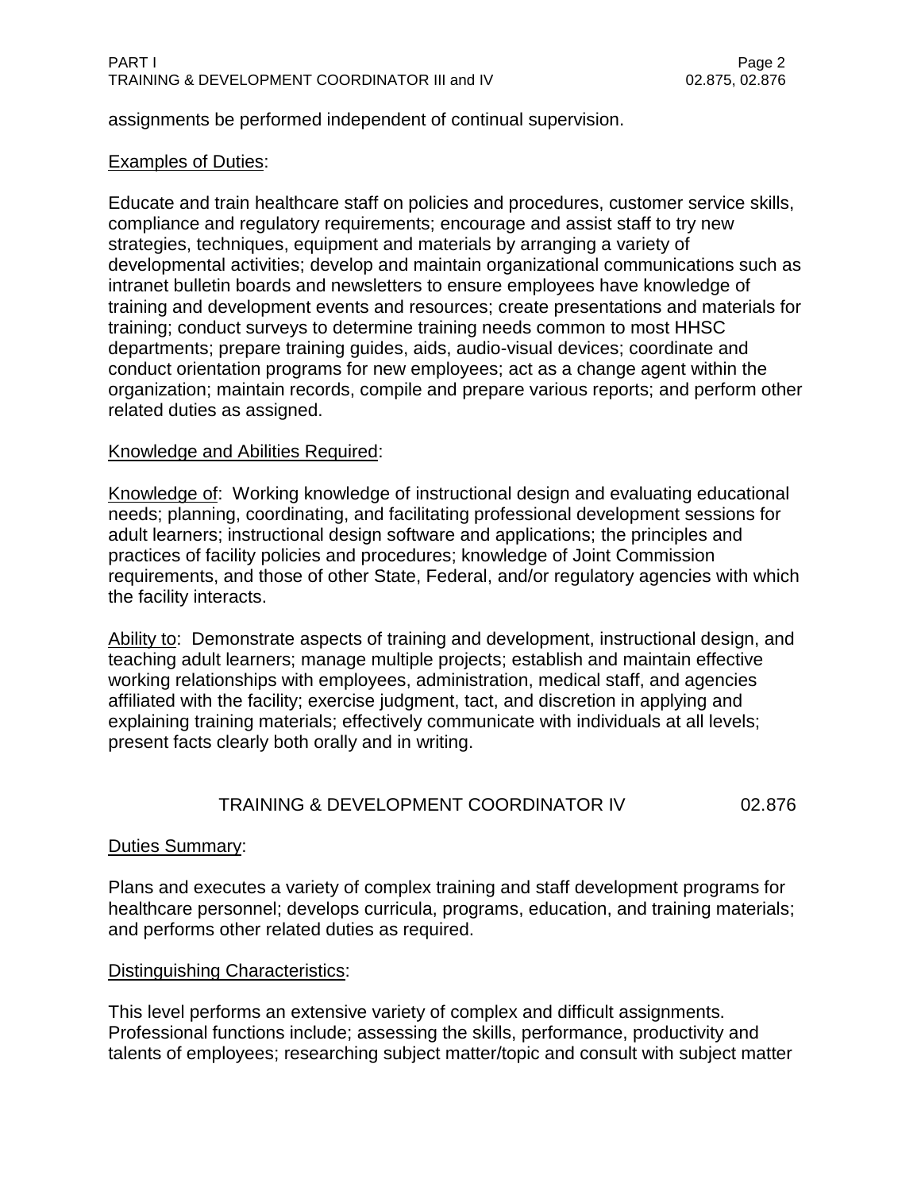assignments be performed independent of continual supervision.

<u>Examples of Duties</u>:

Educate and train healthcare staff on policies and procedures, customer service skills, compliance and regulatory requirements; encourage and assist staff to try new strategies, techniques, equipment and materials by arranging a variety of developmental activities; develop and maintain organizational communications such as intranet bulletin boards and newsletters to ensure employees have knowledge of training and development events and resources; create presentations and materials for training; conduct surveys to determine training needs common to most HHSC departments; prepare training guides, aids, audio-visual devices; coordinate and conduct orientation programs for new employees; act as a change agent within the organization; maintain records, compile and prepare various reports; and perform other related duties as assigned.

<u>Knowledge and Abilities Required</u>:

<u>Knowledge of</u>: Working knowledge of instructional design and evaluating educational needs; planning, coordinating, and facilitating professional development sessions for adult learners; instructional design software and applications; the principles and practices of facility policies and procedures; knowledge of Joint Commission requirements, and those of other State, Federal, and/or regulatory agencies with which the facility interacts.

<u>Ability to</u>: Demonstrate aspects of training and development, instructional design, and teaching adult learners; manage multiple projects; establish and maintain effective working relationships with employees, administration, medical staff, and agencies affiliated with the facility; exercise judgment, tact, and discretion in applying and explaining training materials; effectively communicate with individuals at all levels; present facts clearly both orally and in writing.

## TRAINING & DEVELOPMENT COORDINATOR IV 02.876

<u>Duties Summary</u>:

Plans and executes a variety of complex training and staff development programs for healthcare personnel; develops curricula, programs, education, and training materials; and performs other related duties as required.

<u>Distinguishing Characteristics</u>:

This level performs an extensive variety of complex and difficult assignments. Professional functions include; assessing the skills, performance, productivity and talents of employees; researching subject matter/topic and consult with subject matter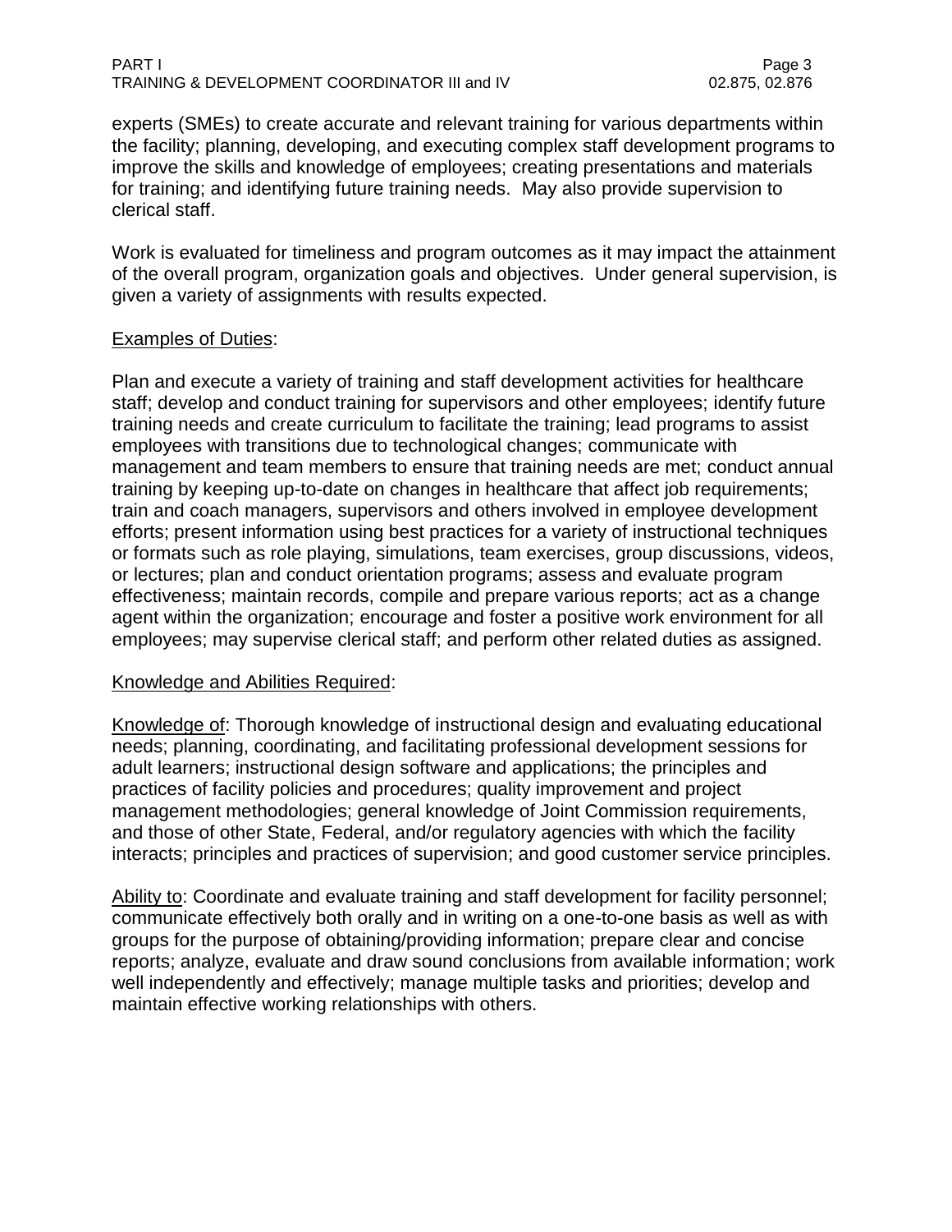experts (SMEs) to create accurate and relevant training for various departments within the facility; planning, developing, and executing complex staff development programs to improve the skills and knowledge of employees; creating presentations and materials for training; and identifying future training needs. May also provide supervision to clerical staff.

Work is evaluated for timeliness and program outcomes as it may impact the attainment of the overall program, organization goals and objectives. Under general supervision, is given a variety of assignments with results expected.

<u>Examples of Duties</u>:

Plan and execute a variety of training and staff development activities for healthcare staff; develop and conduct training for supervisors and other employees; identify future training needs and create curriculum to facilitate the training; lead programs to assist employees with transitions due to technological changes; communicate with management and team members to ensure that training needs are met; conduct annual training by keeping up-to-date on changes in healthcare that affect job requirements; train and coach managers, supervisors and others involved in employee development efforts; present information using best practices for a variety of instructional techniques or formats such as role playing, simulations, team exercises, group discussions, videos, or lectures; plan and conduct orientation programs; assess and evaluate program effectiveness; maintain records, compile and prepare various reports; act as a change agent within the organization; encourage and foster a positive work environment for all employees; may supervise clerical staff; and perform other related duties as assigned.

<u>Knowledge and Abilities Required</u>:

<u>Knowledge of</u>: Thorough knowledge of instructional design and evaluating educational needs; planning, coordinating, and facilitating professional development sessions for adult learners; instructional design software and applications; the principles and practices of facility policies and procedures; quality improvement and project management methodologies; general knowledge of Joint Commission requirements, and those of other State, Federal, and/or regulatory agencies with which the facility interacts; principles and practices of supervision; and good customer service principles.

<u>Ability to</u>: Coordinate and evaluate training and staff development for facility personnel; communicate effectively both orally and in writing on a one-to-one basis as well as with groups for the purpose of obtaining/providing information; prepare clear and concise reports; analyze, evaluate and draw sound conclusions from available information; work well independently and effectively; manage multiple tasks and priorities; develop and maintain effective working relationships with others.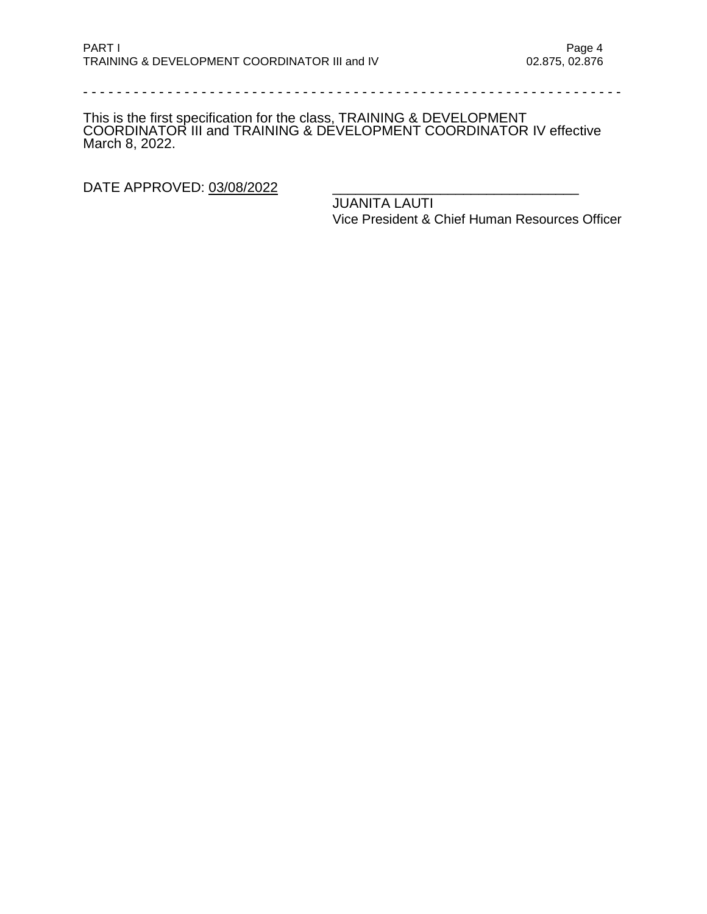- - - - - - - - - - - - - - - - - - - - - - - - - - - - - - - - - - - - - - - - - - - - - - - - - - - - - - - - - - - - -

This is the first specification for the class, TRAINING & DEVELOPMENT COORDINATOR III and TRAINING & DEVELOPMENT COORDINATOR IV effective March 8, 2022.

DATE APPROVED: 03/08/2022

________________________________
JUANITA LAUTI
Vice President & Chief Human Resources Officer